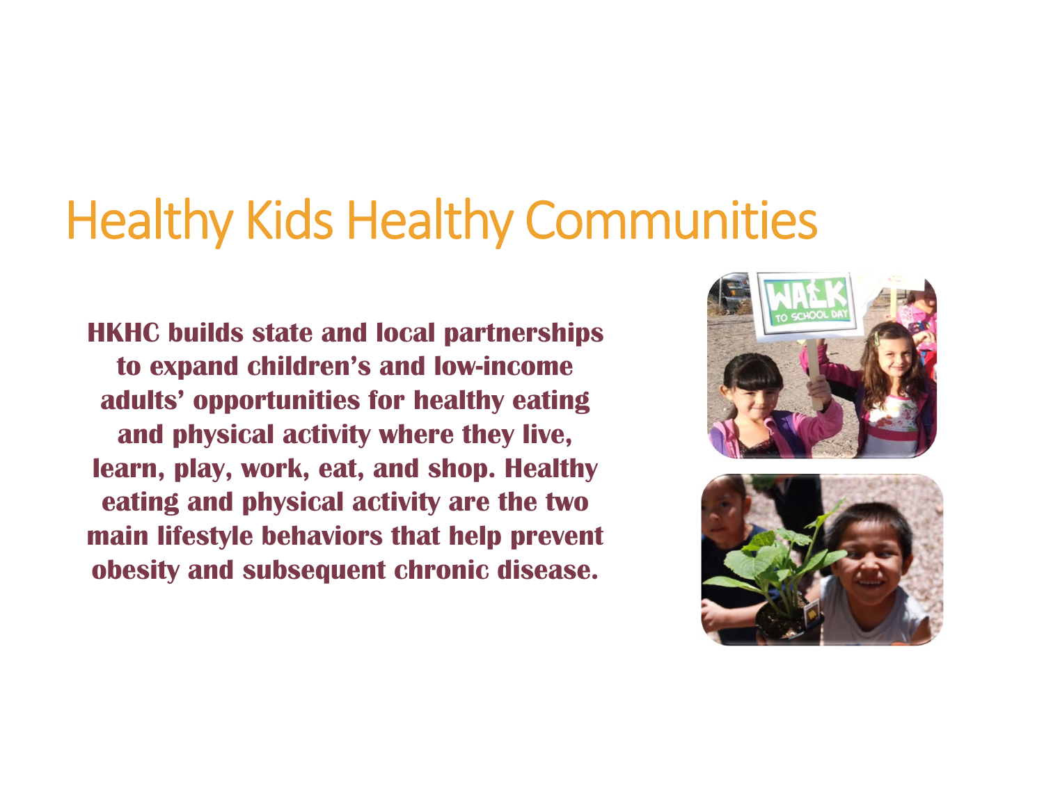# Healthy Kids Healthy Communities

**HKHC builds state and local partnerships to expand children's and low-income adults' opportunities for healthy eating and physical activity where they live, learn, play, work, eat, and shop. Healthy eating and physical activity are the two main lifestyle behaviors that help prevent obesity and subsequent chronic disease.**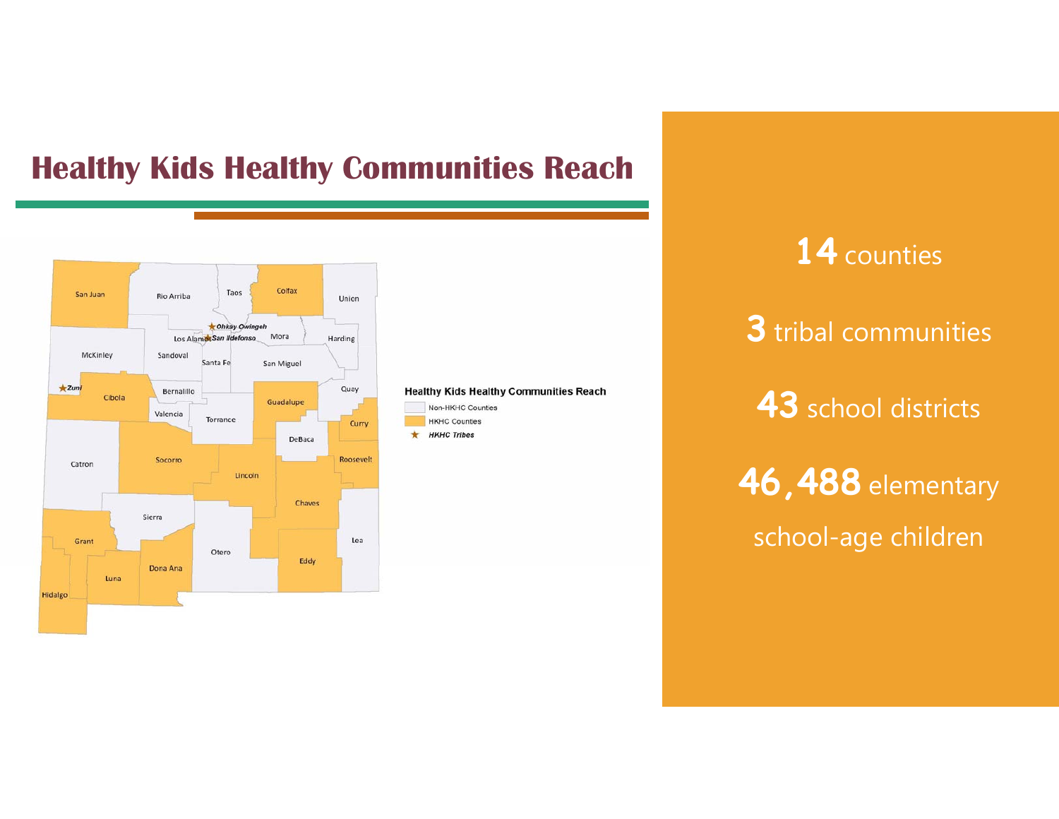# Healthy Kids Healthy Communities Reach

**Healthy Kids Healthy Communities Reach**

- Non-HKHC Counties
- HKHC Counties
- ★ *HKHC Tribes*

**14** counties

**3** tribal communities

**43** school districts

**46,488** elementary school-age children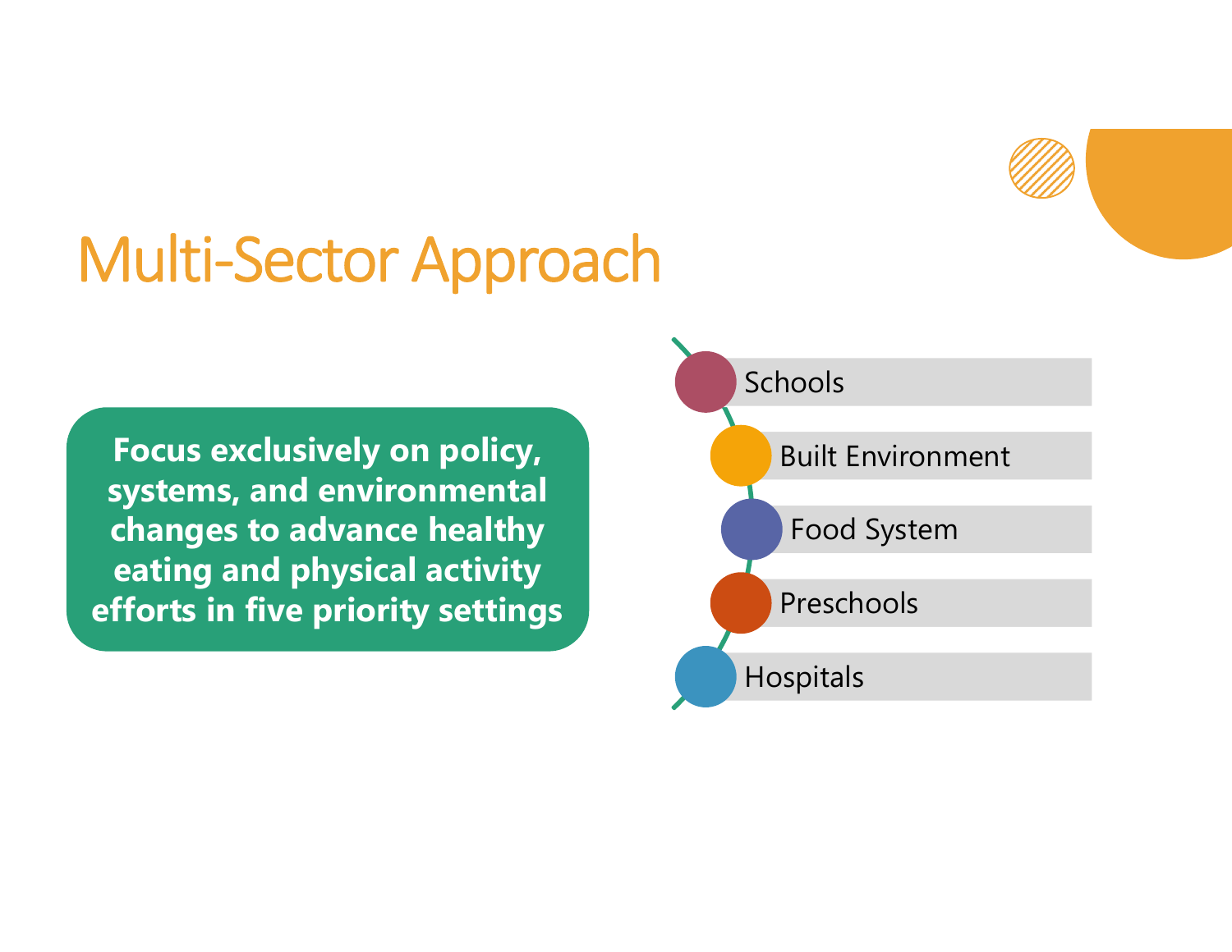# Multi-Sector Approach

**Focus exclusively on policy, systems, and environmental changes to advance healthy eating and physical activity efforts in five priority settings**

- Schools
- Built Environment
- Food System
- Preschools
- Hospitals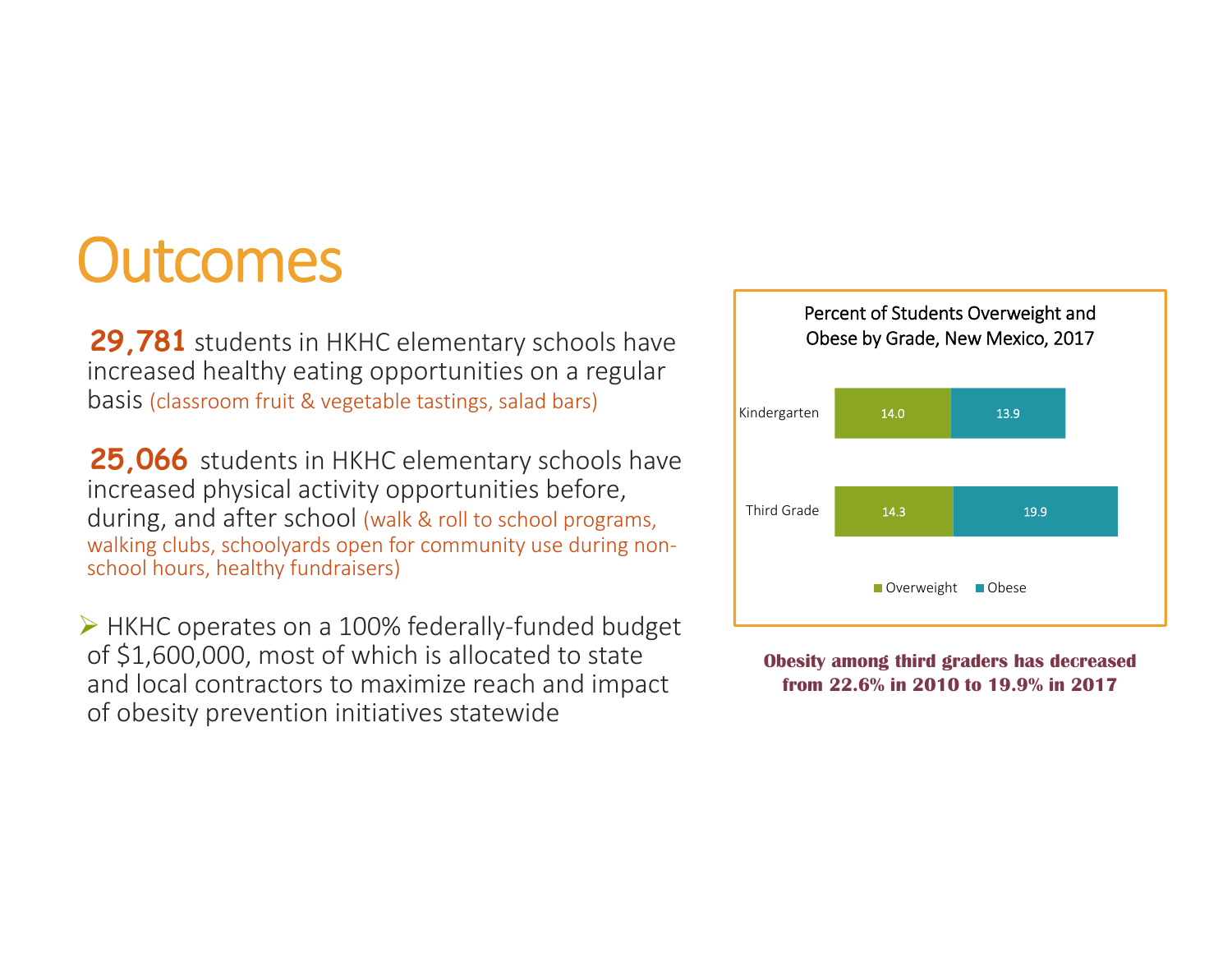# Outcomes

**29,781** students in HKHC elementary schools have increased healthy eating opportunities on a regular basis (classroom fruit & vegetable tastings, salad bars)

**25,066** students in HKHC elementary schools have increased physical activity opportunities before, during, and after school (walk & roll to school programs, walking clubs, schoolyards open for community use during non-school hours, healthy fundraisers)

- HKHC operates on a 100% federally-funded budget of $1,600,000, most of which is allocated to state and local contractors to maximize reach and impact of obesity prevention initiatives statewide

Percent of Students Overweight and Obese by Grade, New Mexico, 2017

Kindergarten 14.0 13.9

Third Grade 14.3 19.9

Overweight Obese

**Obesity among third graders has decreased from 22.6% in 2010 to 19.9% in 2017**